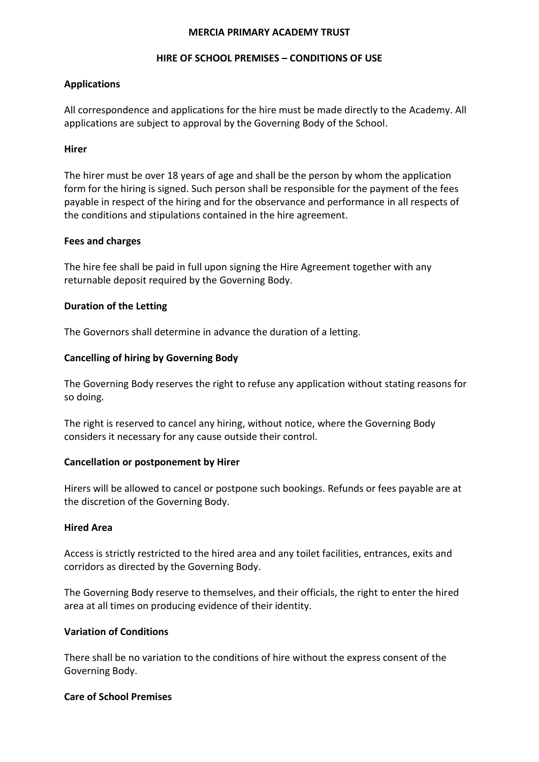# MERCIA PRIMARY ACADEMY TRUST

## HIRE OF SCHOOL PREMISES – CONDITIONS OF USE

### Applications

All correspondence and applications for the hire must be made directly to the Academy. All applications are subject to approval by the Governing Body of the School.

### Hirer

The hirer must be over 18 years of age and shall be the person by whom the application form for the hiring is signed. Such person shall be responsible for the payment of the fees payable in respect of the hiring and for the observance and performance in all respects of the conditions and stipulations contained in the hire agreement.

### Fees and charges

The hire fee shall be paid in full upon signing the Hire Agreement together with any returnable deposit required by the Governing Body.

### Duration of the Letting

The Governors shall determine in advance the duration of a letting.

### Cancelling of hiring by Governing Body

The Governing Body reserves the right to refuse any application without stating reasons for so doing.

The right is reserved to cancel any hiring, without notice, where the Governing Body considers it necessary for any cause outside their control.

### Cancellation or postponement by Hirer

Hirers will be allowed to cancel or postpone such bookings. Refunds or fees payable are at the discretion of the Governing Body.

### Hired Area

Access is strictly restricted to the hired area and any toilet facilities, entrances, exits and corridors as directed by the Governing Body.

The Governing Body reserve to themselves, and their officials, the right to enter the hired area at all times on producing evidence of their identity.

### Variation of Conditions

There shall be no variation to the conditions of hire without the express consent of the Governing Body.

### Care of School Premises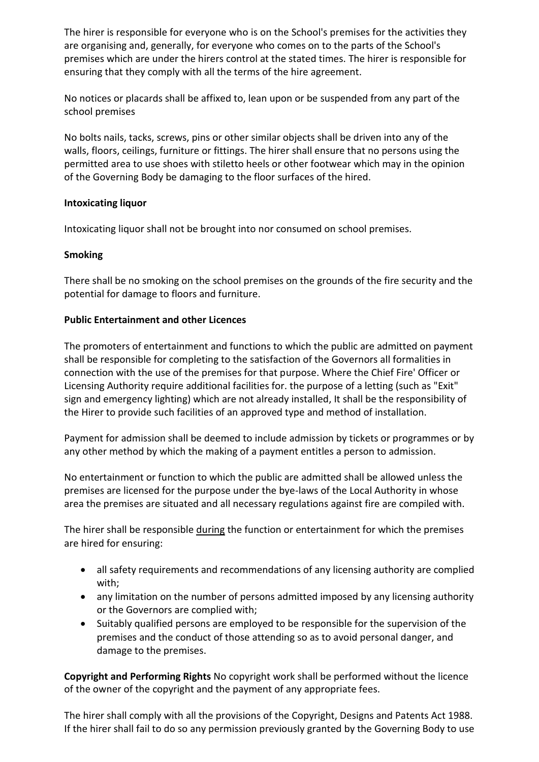The hirer is responsible for everyone who is on the School's premises for the activities they are organising and, generally, for everyone who comes on to the parts of the School's premises which are under the hirers control at the stated times. The hirer is responsible for ensuring that they comply with all the terms of the hire agreement.

No notices or placards shall be affixed to, lean upon or be suspended from any part of the school premises

No bolts nails, tacks, screws, pins or other similar objects shall be driven into any of the walls, floors, ceilings, furniture or fittings. The hirer shall ensure that no persons using the permitted area to use shoes with stiletto heels or other footwear which may in the opinion of the Governing Body be damaging to the floor surfaces of the hired.

**Intoxicating liquor**

Intoxicating liquor shall not be brought into nor consumed on school premises.

**Smoking**

There shall be no smoking on the school premises on the grounds of the fire security and the potential for damage to floors and furniture.

**Public Entertainment and other Licences**

The promoters of entertainment and functions to which the public are admitted on payment shall be responsible for completing to the satisfaction of the Governors all formalities in connection with the use of the premises for that purpose. Where the Chief Fire' Officer or Licensing Authority require additional facilities for. the purpose of a letting (such as "Exit" sign and emergency lighting) which are not already installed, It shall be the responsibility of the Hirer to provide such facilities of an approved type and method of installation.

Payment for admission shall be deemed to include admission by tickets or programmes or by any other method by which the making of a payment entitles a person to admission.

No entertainment or function to which the public are admitted shall be allowed unless the premises are licensed for the purpose under the bye-laws of the Local Authority in whose area the premises are situated and all necessary regulations against fire are compiled with.

The hirer shall be responsible <u>during</u> the function or entertainment for which the premises are hired for ensuring:

- all safety requirements and recommendations of any licensing authority are complied with;
- any limitation on the number of persons admitted imposed by any licensing authority or the Governors are complied with;
- Suitably qualified persons are employed to be responsible for the supervision of the premises and the conduct of those attending so as to avoid personal danger, and damage to the premises.

**Copyright and Performing Rights** No copyright work shall be performed without the licence of the owner of the copyright and the payment of any appropriate fees.

The hirer shall comply with all the provisions of the Copyright, Designs and Patents Act 1988. If the hirer shall fail to do so any permission previously granted by the Governing Body to use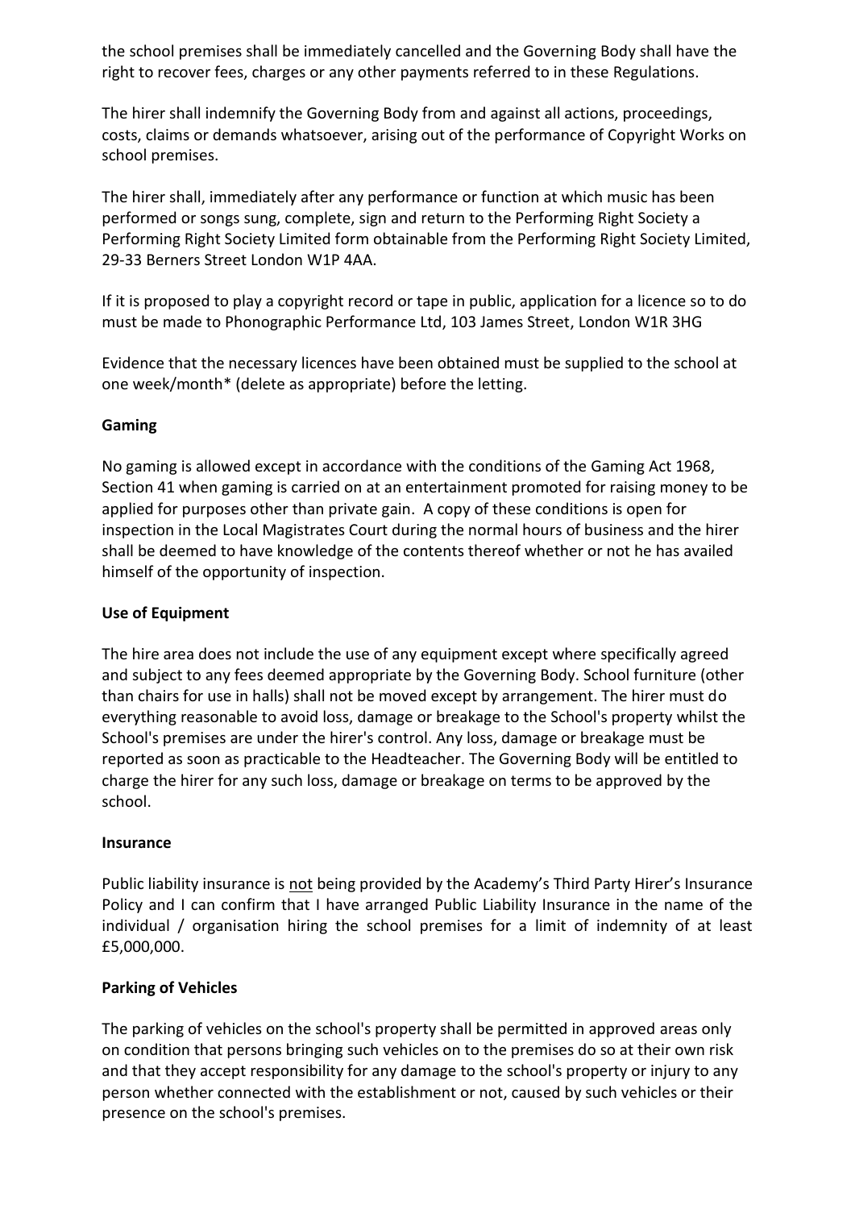the school premises shall be immediately cancelled and the Governing Body shall have the right to recover fees, charges or any other payments referred to in these Regulations.

The hirer shall indemnify the Governing Body from and against all actions, proceedings, costs, claims or demands whatsoever, arising out of the performance of Copyright Works on school premises.

The hirer shall, immediately after any performance or function at which music has been performed or songs sung, complete, sign and return to the Performing Right Society a Performing Right Society Limited form obtainable from the Performing Right Society Limited, 29-33 Berners Street London W1P 4AA.

If it is proposed to play a copyright record or tape in public, application for a licence so to do must be made to Phonographic Performance Ltd, 103 James Street, London W1R 3HG

Evidence that the necessary licences have been obtained must be supplied to the school at one week/month* (delete as appropriate) before the letting.

**Gaming**

No gaming is allowed except in accordance with the conditions of the Gaming Act 1968, Section 41 when gaming is carried on at an entertainment promoted for raising money to be applied for purposes other than private gain. A copy of these conditions is open for inspection in the Local Magistrates Court during the normal hours of business and the hirer shall be deemed to have knowledge of the contents thereof whether or not he has availed himself of the opportunity of inspection.

**Use of Equipment**

The hire area does not include the use of any equipment except where specifically agreed and subject to any fees deemed appropriate by the Governing Body. School furniture (other than chairs for use in halls) shall not be moved except by arrangement. The hirer must do everything reasonable to avoid loss, damage or breakage to the School's property whilst the School's premises are under the hirer's control. Any loss, damage or breakage must be reported as soon as practicable to the Headteacher. The Governing Body will be entitled to charge the hirer for any such loss, damage or breakage on terms to be approved by the school.

**Insurance**

Public liability insurance is not being provided by the Academy's Third Party Hirer's Insurance Policy and I can confirm that I have arranged Public Liability Insurance in the name of the individual / organisation hiring the school premises for a limit of indemnity of at least £5,000,000.

**Parking of Vehicles**

The parking of vehicles on the school's property shall be permitted in approved areas only on condition that persons bringing such vehicles on to the premises do so at their own risk and that they accept responsibility for any damage to the school's property or injury to any person whether connected with the establishment or not, caused by such vehicles or their presence on the school's premises.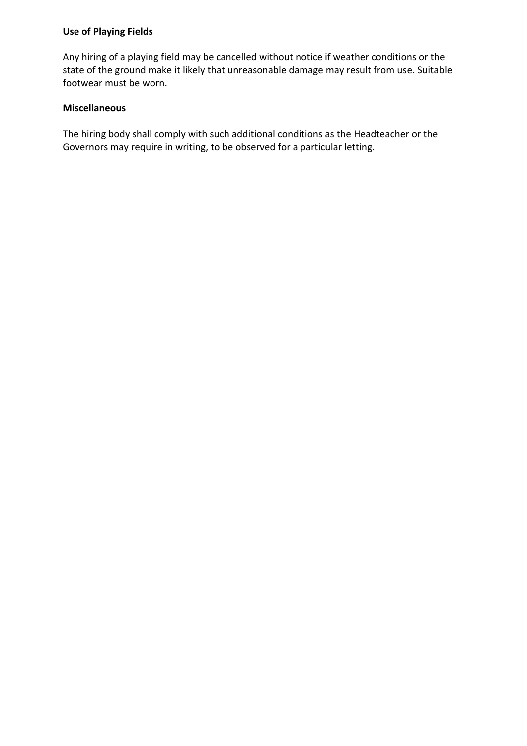**Use of Playing Fields**

Any hiring of a playing field may be cancelled without notice if weather conditions or the state of the ground make it likely that unreasonable damage may result from use. Suitable footwear must be worn.

**Miscellaneous**

The hiring body shall comply with such additional conditions as the Headteacher or the Governors may require in writing, to be observed for a particular letting.